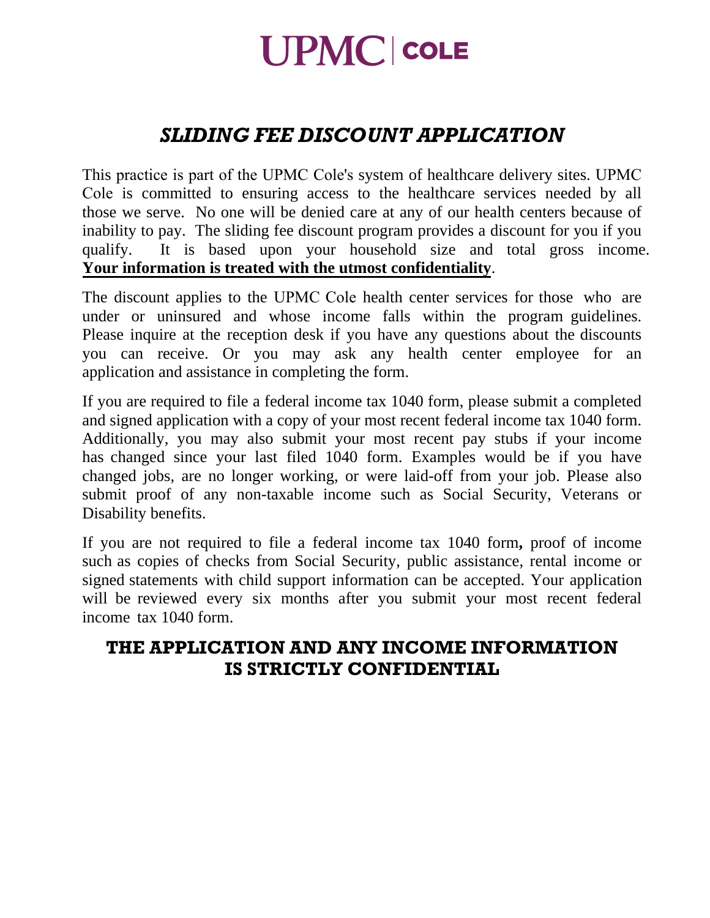# UPMC | COLE

## *SLIDING FEE DISCOUNT APPLICATION*

This practice is part of the UPMC Cole's system of healthcare delivery sites. UPMC Cole is committed to ensuring access to the healthcare services needed by all those we serve. No one will be denied care at any of our health centers because of inability to pay. The sliding fee discount program provides a discount for you if you qualify. It is based upon your household size and total gross income. **Your information is treated with the utmost confidentiality**.

The discount applies to the UPMC Cole health center services for those who are under or uninsured and whose income falls within the program guidelines. Please inquire at the reception desk if you have any questions about the discounts you can receive. Or you may ask any health center employee for an application and assistance in completing the form.

If you are required to file a federal income tax 1040 form, please submit a completed and signed application with a copy of your most recent federal income tax 1040 form. Additionally, you may also submit your most recent pay stubs if your income has changed since your last filed 1040 form. Examples would be if you have changed jobs, are no longer working, or were laid-off from your job. Please also submit proof of any non-taxable income such as Social Security, Veterans or Disability benefits.

If you are not required to file a federal income tax 1040 form**,** proof of income such as copies of checks from Social Security, public assistance, rental income or signed statements with child support information can be accepted. Your application will be reviewed every six months after you submit your most recent federal income tax 1040 form.

**THE APPLICATION AND ANY INCOME INFORMATION IS STRICTLY CONFIDENTIAL**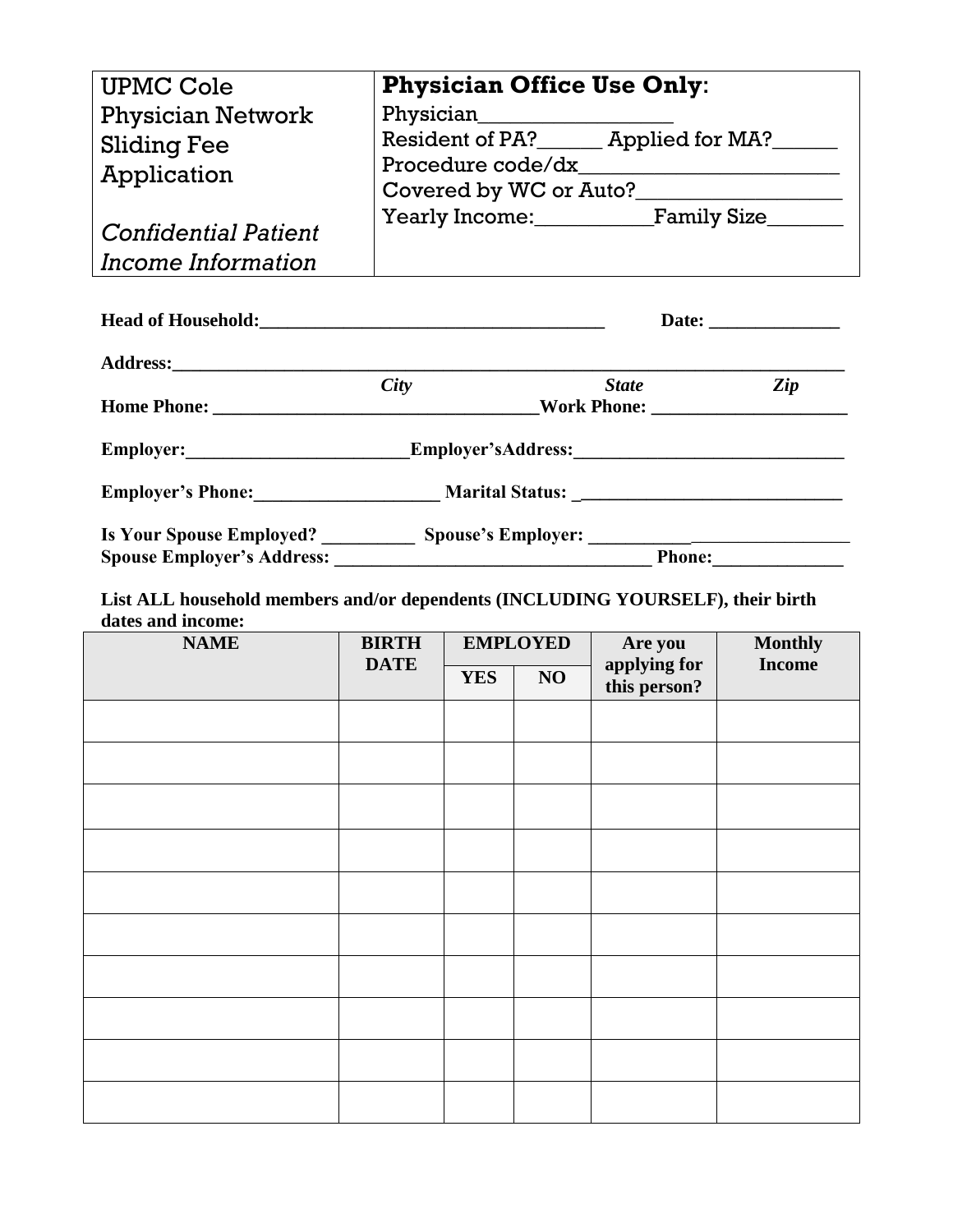| UPMC Cole Physician Network Sliding Fee Application<br><br>*Confidential Patient Income Information* | **Physician Office Use Only**:<br>Physician__________________<br>Resident of PA?______ Applied for MA?______<br>Procedure code/dx________________________<br>Covered by WC or Auto?___________________<br>Yearly Income:___________Family Size_______ |
|---|---|

**Head of Household:_____________________________________ Date: ______________**

**Address:_________________________________________________________________________**

*City* *State* *Zip*

**Home Phone: __________________________________Work Phone: _____________________**

**Employer:________________________Employer'sAddress:_____________________________**

**Employer's Phone:____________________ Marital Status: _____________________________**

**Is Your Spouse Employed? __________ Spouse's Employer: ___________________________**

**Spouse Employer's Address: __________________________________ Phone:______________**

**List ALL household members and/or dependents (INCLUDING YOURSELF), their birth dates and income:**

| NAME | BIRTH DATE | EMPLOYED | | Are you applying for this person? | Monthly Income |
|---|---|---|---|---|---|
| | | YES | NO | | |
| | | | | | |
| | | | | | |
| | | | | | |
| | | | | | |
| | | | | | |
| | | | | | |
| | | | | | |
| | | | | | |
| | | | | | |
| | | | | | |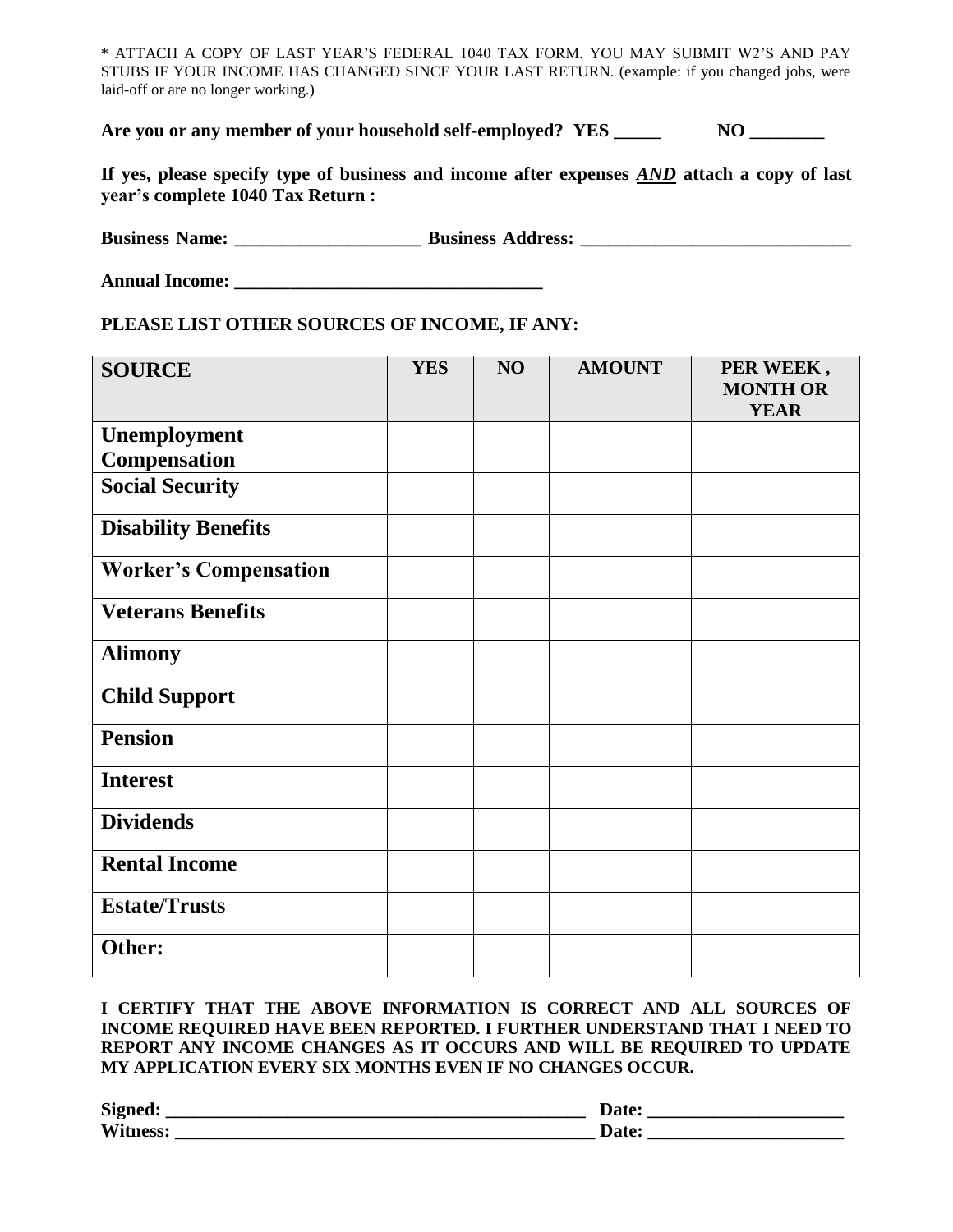* ATTACH A COPY OF LAST YEAR'S FEDERAL 1040 TAX FORM. YOU MAY SUBMIT W2'S AND PAY STUBS IF YOUR INCOME HAS CHANGED SINCE YOUR LAST RETURN. (example: if you changed jobs, were laid-off or are no longer working.)

**Are you or any member of your household self-employed? YES _____ NO ________**

**If yes, please specify type of business and income after expenses *AND* attach a copy of last year's complete 1040 Tax Return :**

**Business Name: ____________________ Business Address: ______________________________**

**Annual Income: __________________________________**

**PLEASE LIST OTHER SOURCES OF INCOME, IF ANY:**

| SOURCE | YES | NO | AMOUNT | PER WEEK , MONTH OR YEAR |
|---|---|---|---|---|
| Unemployment Compensation | | | | |
| Social Security | | | | |
| Disability Benefits | | | | |
| Worker's Compensation | | | | |
| Veterans Benefits | | | | |
| Alimony | | | | |
| Child Support | | | | |
| Pension | | | | |
| Interest | | | | |
| Dividends | | | | |
| Rental Income | | | | |
| Estate/Trusts | | | | |
| Other: | | | | |

**I CERTIFY THAT THE ABOVE INFORMATION IS CORRECT AND ALL SOURCES OF INCOME REQUIRED HAVE BEEN REPORTED. I FURTHER UNDERSTAND THAT I NEED TO REPORT ANY INCOME CHANGES AS IT OCCURS AND WILL BE REQUIRED TO UPDATE MY APPLICATION EVERY SIX MONTHS EVEN IF NO CHANGES OCCUR.**

**Signed: ______________________________________________ Date: _____________________**
**Witness: _____________________________________________ Date: _____________________**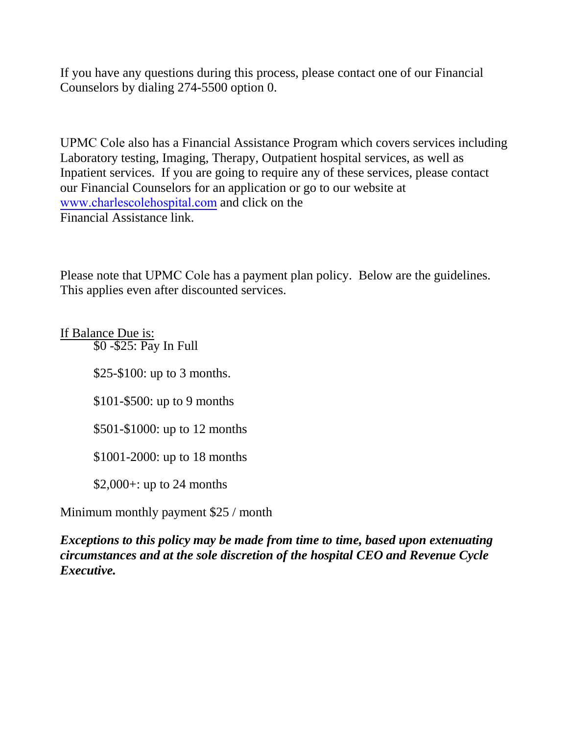If you have any questions during this process, please contact one of our Financial Counselors by dialing 274-5500 option 0.

UPMC Cole also has a Financial Assistance Program which covers services including Laboratory testing, Imaging, Therapy, Outpatient hospital services, as well as Inpatient services. If you are going to require any of these services, please contact our Financial Counselors for an application or go to our website at www.charlescolehospital.com and click on the Financial Assistance link.

Please note that UPMC Cole has a payment plan policy. Below are the guidelines. This applies even after discounted services.

If Balance Due is:

- $0 -$25: Pay In Full
- $25-$100: up to 3 months.
- $101-$500: up to 9 months
- $501-$1000: up to 12 months
- $1001-2000: up to 18 months
- $2,000+: up to 24 months

Minimum monthly payment $25 / month

***Exceptions to this policy may be made from time to time, based upon extenuating circumstances and at the sole discretion of the hospital CEO and Revenue Cycle Executive.***